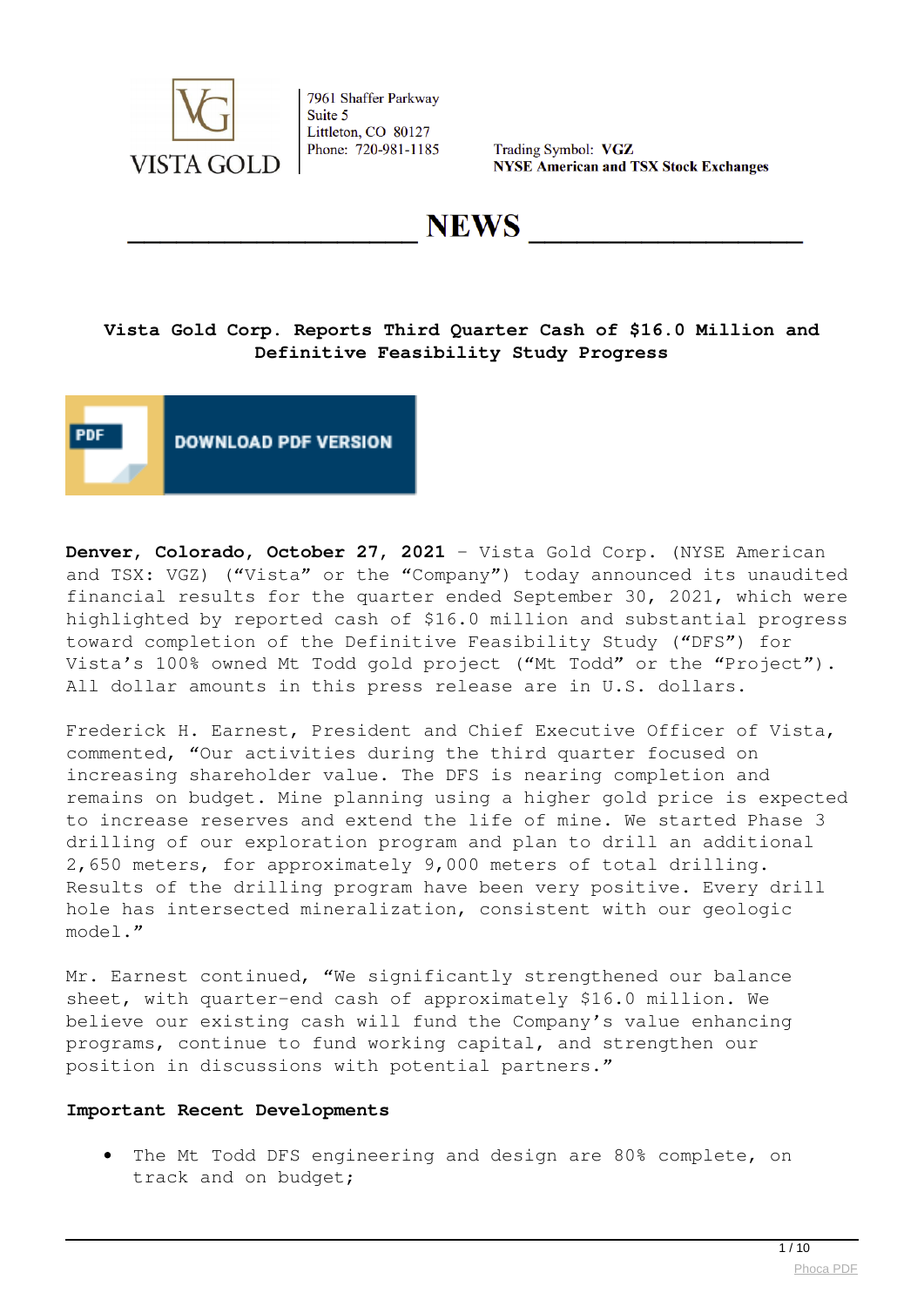VISTA GOLD

7961 Shaffer Parkway
Suite 5
Littleton, CO 80127
Phone: 720-981-1185

Trading Symbol: **VGZ**
**NYSE American and TSX Stock Exchanges**

# NEWS

## Vista Gold Corp. Reports Third Quarter Cash of $16.0 Million and Definitive Feasibility Study Progress

DOWNLOAD PDF VERSION

**Denver, Colorado, October 27, 2021** – Vista Gold Corp. (NYSE American and TSX: VGZ) ("Vista" or the "Company") today announced its unaudited financial results for the quarter ended September 30, 2021, which were highlighted by reported cash of $16.0 million and substantial progress toward completion of the Definitive Feasibility Study ("DFS") for Vista's 100% owned Mt Todd gold project ("Mt Todd" or the "Project"). All dollar amounts in this press release are in U.S. dollars.

Frederick H. Earnest, President and Chief Executive Officer of Vista, commented, "Our activities during the third quarter focused on increasing shareholder value. The DFS is nearing completion and remains on budget. Mine planning using a higher gold price is expected to increase reserves and extend the life of mine. We started Phase 3 drilling of our exploration program and plan to drill an additional 2,650 meters, for approximately 9,000 meters of total drilling. Results of the drilling program have been very positive. Every drill hole has intersected mineralization, consistent with our geologic model."

Mr. Earnest continued, "We significantly strengthened our balance sheet, with quarter-end cash of approximately $16.0 million. We believe our existing cash will fund the Company's value enhancing programs, continue to fund working capital, and strengthen our position in discussions with potential partners."

### Important Recent Developments

- The Mt Todd DFS engineering and design are 80% complete, on track and on budget;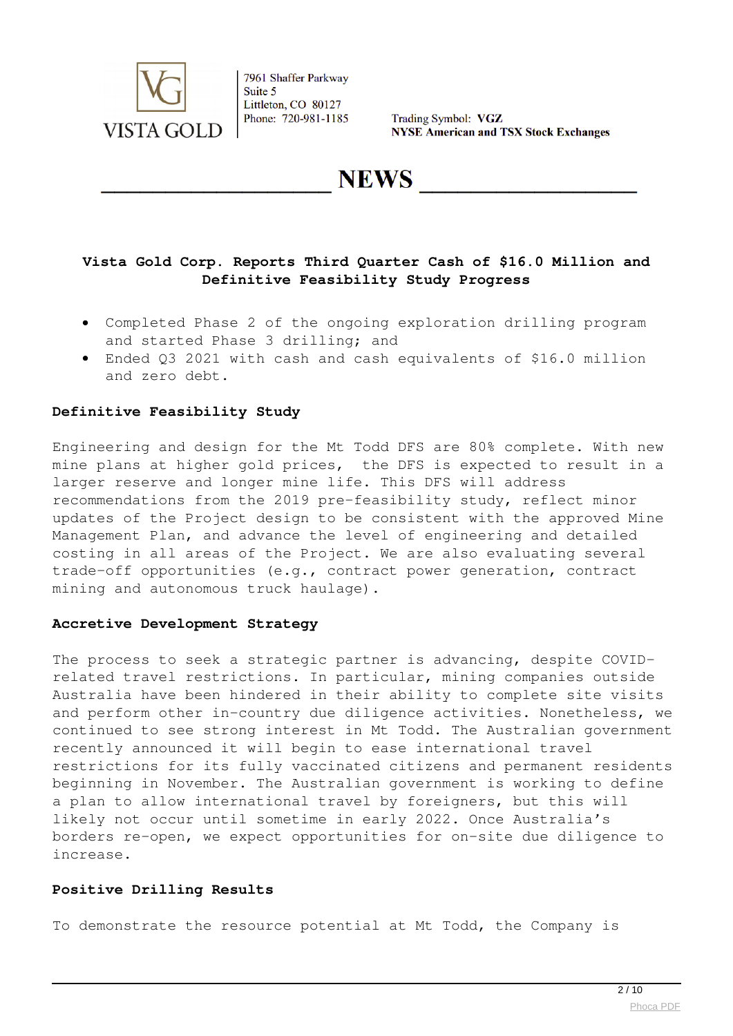Vista Gold Corp.
7961 Shaffer Parkway
Suite 5
Littleton, CO 80127
Phone: 720-981-1185

Trading Symbol: **VGZ**
**NYSE American and TSX Stock Exchanges**

# NEWS

## Vista Gold Corp. Reports Third Quarter Cash of $16.0 Million and Definitive Feasibility Study Progress

- Completed Phase 2 of the ongoing exploration drilling program and started Phase 3 drilling; and
- Ended Q3 2021 with cash and cash equivalents of $16.0 million and zero debt.

### Definitive Feasibility Study

Engineering and design for the Mt Todd DFS are 80% complete. With new mine plans at higher gold prices, the DFS is expected to result in a larger reserve and longer mine life. This DFS will address recommendations from the 2019 pre-feasibility study, reflect minor updates of the Project design to be consistent with the approved Mine Management Plan, and advance the level of engineering and detailed costing in all areas of the Project. We are also evaluating several trade-off opportunities (e.g., contract power generation, contract mining and autonomous truck haulage).

### Accretive Development Strategy

The process to seek a strategic partner is advancing, despite COVID-related travel restrictions. In particular, mining companies outside Australia have been hindered in their ability to complete site visits and perform other in-country due diligence activities. Nonetheless, we continued to see strong interest in Mt Todd. The Australian government recently announced it will begin to ease international travel restrictions for its fully vaccinated citizens and permanent residents beginning in November. The Australian government is working to define a plan to allow international travel by foreigners, but this will likely not occur until sometime in early 2022. Once Australia's borders re-open, we expect opportunities for on-site due diligence to increase.

### Positive Drilling Results

To demonstrate the resource potential at Mt Todd, the Company is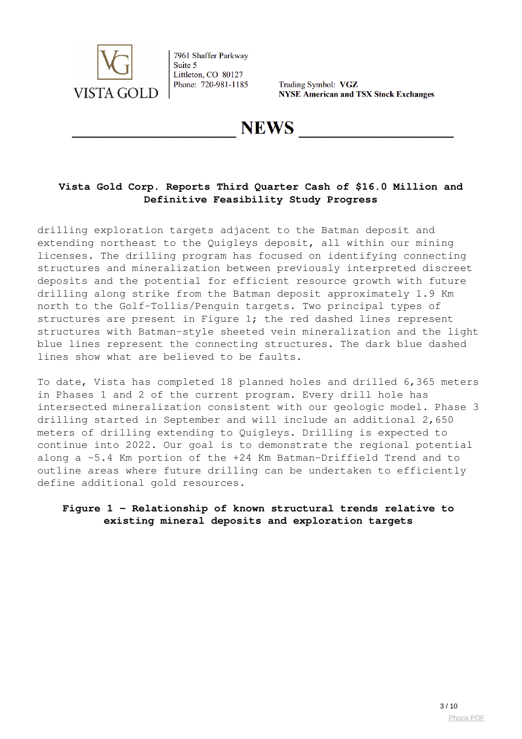**Vista Gold Corp. Reports Third Quarter Cash of $16.0 Million and Definitive Feasibility Study Progress**

drilling exploration targets adjacent to the Batman deposit and extending northeast to the Quigleys deposit, all within our mining licenses. The drilling program has focused on identifying connecting structures and mineralization between previously interpreted discreet deposits and the potential for efficient resource growth with future drilling along strike from the Batman deposit approximately 1.9 Km north to the Golf-Tollis/Penguin targets. Two principal types of structures are present in Figure 1; the red dashed lines represent structures with Batman-style sheeted vein mineralization and the light blue lines represent the connecting structures. The dark blue dashed lines show what are believed to be faults.

To date, Vista has completed 18 planned holes and drilled 6,365 meters in Phases 1 and 2 of the current program. Every drill hole has intersected mineralization consistent with our geologic model. Phase 3 drilling started in September and will include an additional 2,650 meters of drilling extending to Quigleys. Drilling is expected to continue into 2022. Our goal is to demonstrate the regional potential along a ~5.4 Km portion of the +24 Km Batman-Driffield Trend and to outline areas where future drilling can be undertaken to efficiently define additional gold resources.

**Figure 1 – Relationship of known structural trends relative to existing mineral deposits and exploration targets**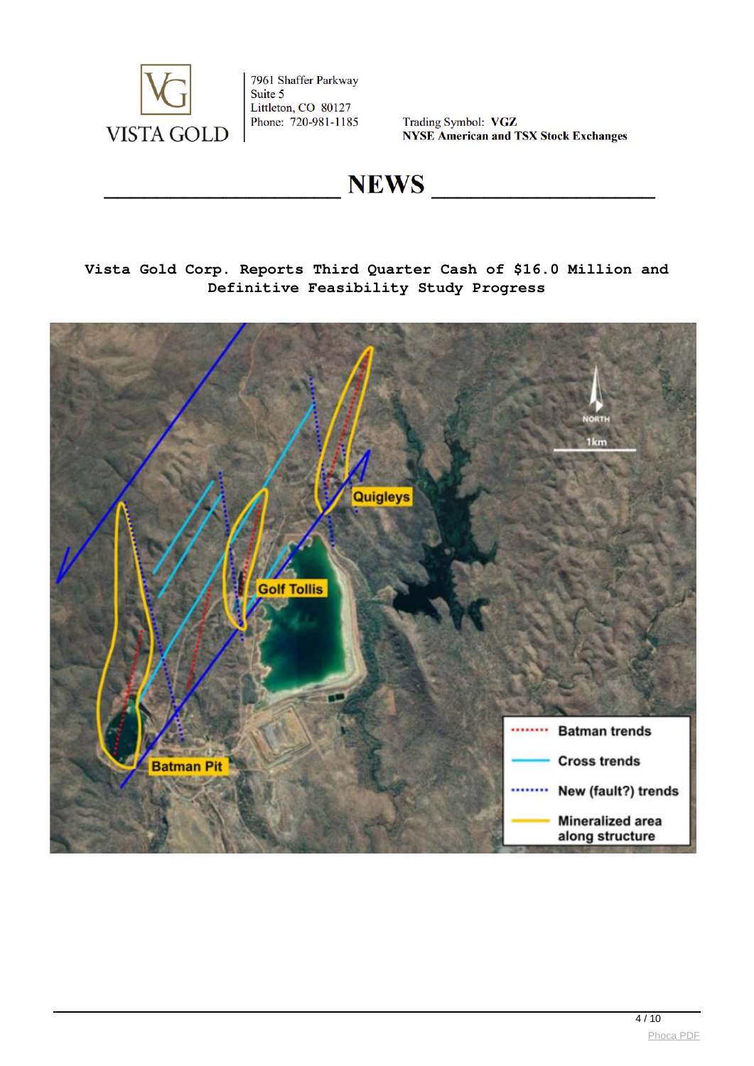VISTA GOLD

7961 Shaffer Parkway
Suite 5
Littleton, CO 80127
Phone: 720-981-1185

Trading Symbol: **VGZ**
**NYSE American and TSX Stock Exchanges**

# NEWS

**Vista Gold Corp. Reports Third Quarter Cash of $16.0 Million and Definitive Feasibility Study Progress**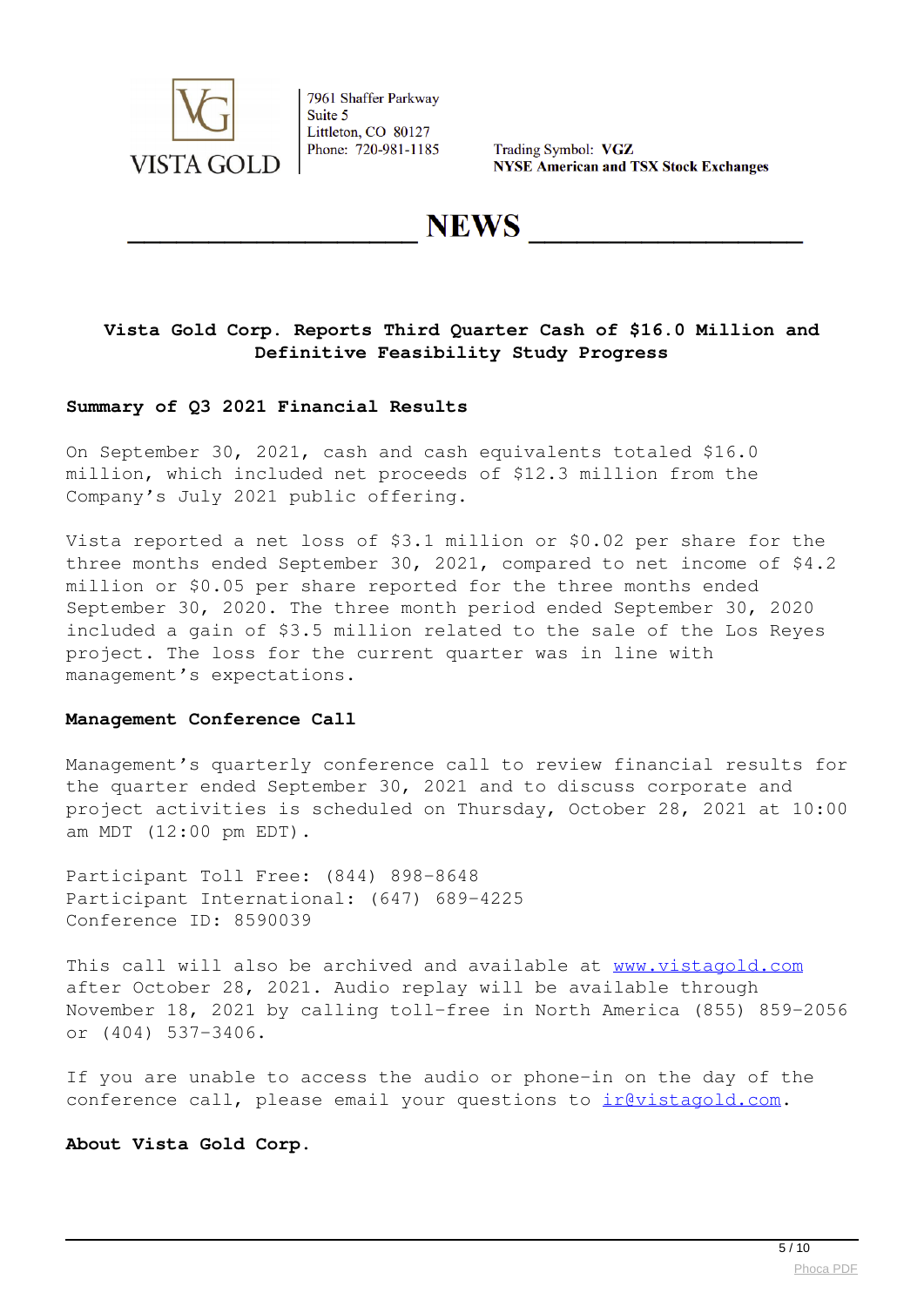VISTA GOLD

7961 Shaffer Parkway
Suite 5
Littleton, CO 80127
Phone: 720-981-1185

Trading Symbol: **VGZ**
**NYSE American and TSX Stock Exchanges**

# NEWS

## Vista Gold Corp. Reports Third Quarter Cash of $16.0 Million and Definitive Feasibility Study Progress

### Summary of Q3 2021 Financial Results

On September 30, 2021, cash and cash equivalents totaled $16.0 million, which included net proceeds of $12.3 million from the Company's July 2021 public offering.

Vista reported a net loss of $3.1 million or $0.02 per share for the three months ended September 30, 2021, compared to net income of $4.2 million or $0.05 per share reported for the three months ended September 30, 2020. The three month period ended September 30, 2020 included a gain of $3.5 million related to the sale of the Los Reyes project. The loss for the current quarter was in line with management's expectations.

### Management Conference Call

Management's quarterly conference call to review financial results for the quarter ended September 30, 2021 and to discuss corporate and project activities is scheduled on Thursday, October 28, 2021 at 10:00 am MDT (12:00 pm EDT).

Participant Toll Free: (844) 898-8648
Participant International: (647) 689-4225
Conference ID: 8590039

This call will also be archived and available at www.vistagold.com after October 28, 2021. Audio replay will be available through November 18, 2021 by calling toll-free in North America (855) 859-2056 or (404) 537-3406.

If you are unable to access the audio or phone-in on the day of the conference call, please email your questions to ir@vistagold.com.

### About Vista Gold Corp.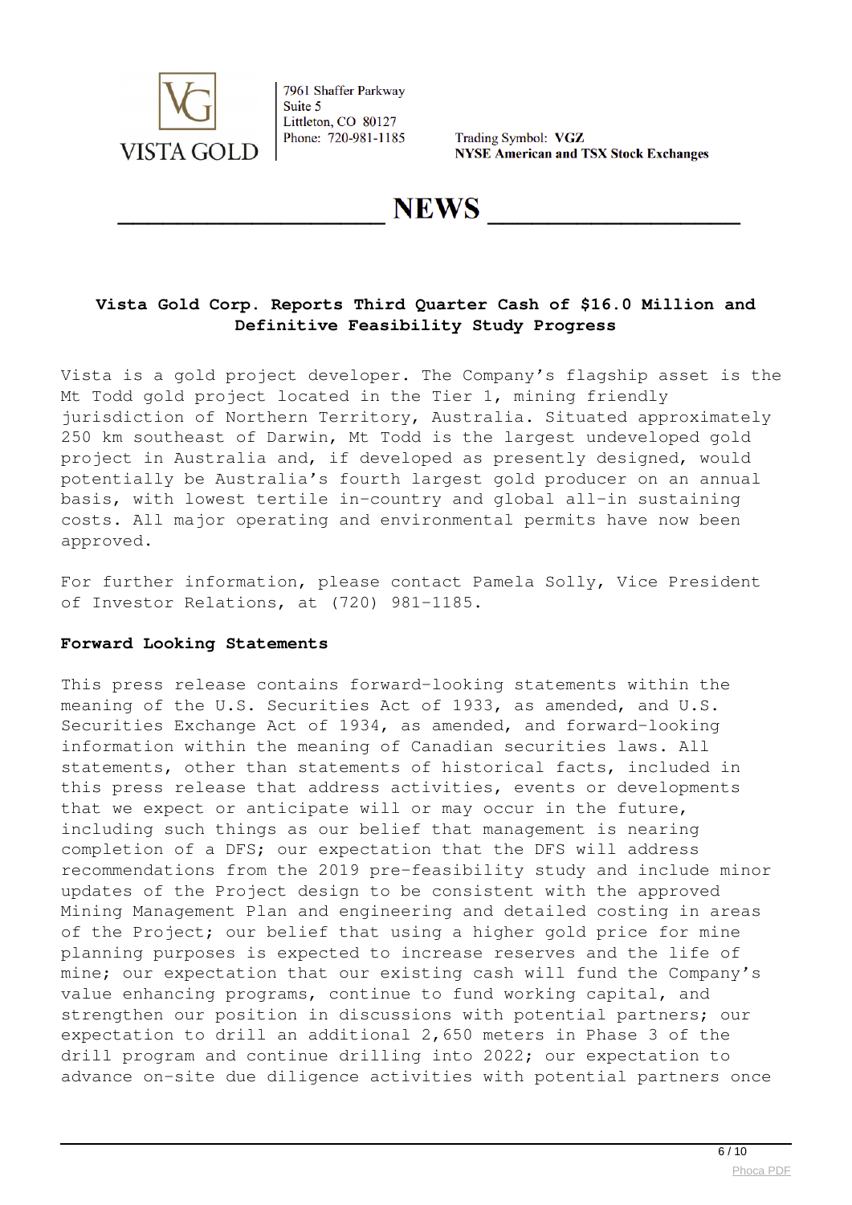VISTA GOLD

7961 Shaffer Parkway
Suite 5
Littleton, CO 80127
Phone: 720-981-1185

Trading Symbol: **VGZ**
**NYSE American and TSX Stock Exchanges**

# NEWS

### Vista Gold Corp. Reports Third Quarter Cash of $16.0 Million and Definitive Feasibility Study Progress

Vista is a gold project developer. The Company's flagship asset is the Mt Todd gold project located in the Tier 1, mining friendly jurisdiction of Northern Territory, Australia. Situated approximately 250 km southeast of Darwin, Mt Todd is the largest undeveloped gold project in Australia and, if developed as presently designed, would potentially be Australia's fourth largest gold producer on an annual basis, with lowest tertile in-country and global all-in sustaining costs. All major operating and environmental permits have now been approved.

For further information, please contact Pamela Solly, Vice President of Investor Relations, at (720) 981-1185.

**Forward Looking Statements**

This press release contains forward-looking statements within the meaning of the U.S. Securities Act of 1933, as amended, and U.S. Securities Exchange Act of 1934, as amended, and forward-looking information within the meaning of Canadian securities laws. All statements, other than statements of historical facts, included in this press release that address activities, events or developments that we expect or anticipate will or may occur in the future, including such things as our belief that management is nearing completion of a DFS; our expectation that the DFS will address recommendations from the 2019 pre-feasibility study and include minor updates of the Project design to be consistent with the approved Mining Management Plan and engineering and detailed costing in areas of the Project; our belief that using a higher gold price for mine planning purposes is expected to increase reserves and the life of mine; our expectation that our existing cash will fund the Company's value enhancing programs, continue to fund working capital, and strengthen our position in discussions with potential partners; our expectation to drill an additional 2,650 meters in Phase 3 of the drill program and continue drilling into 2022; our expectation to advance on-site due diligence activities with potential partners once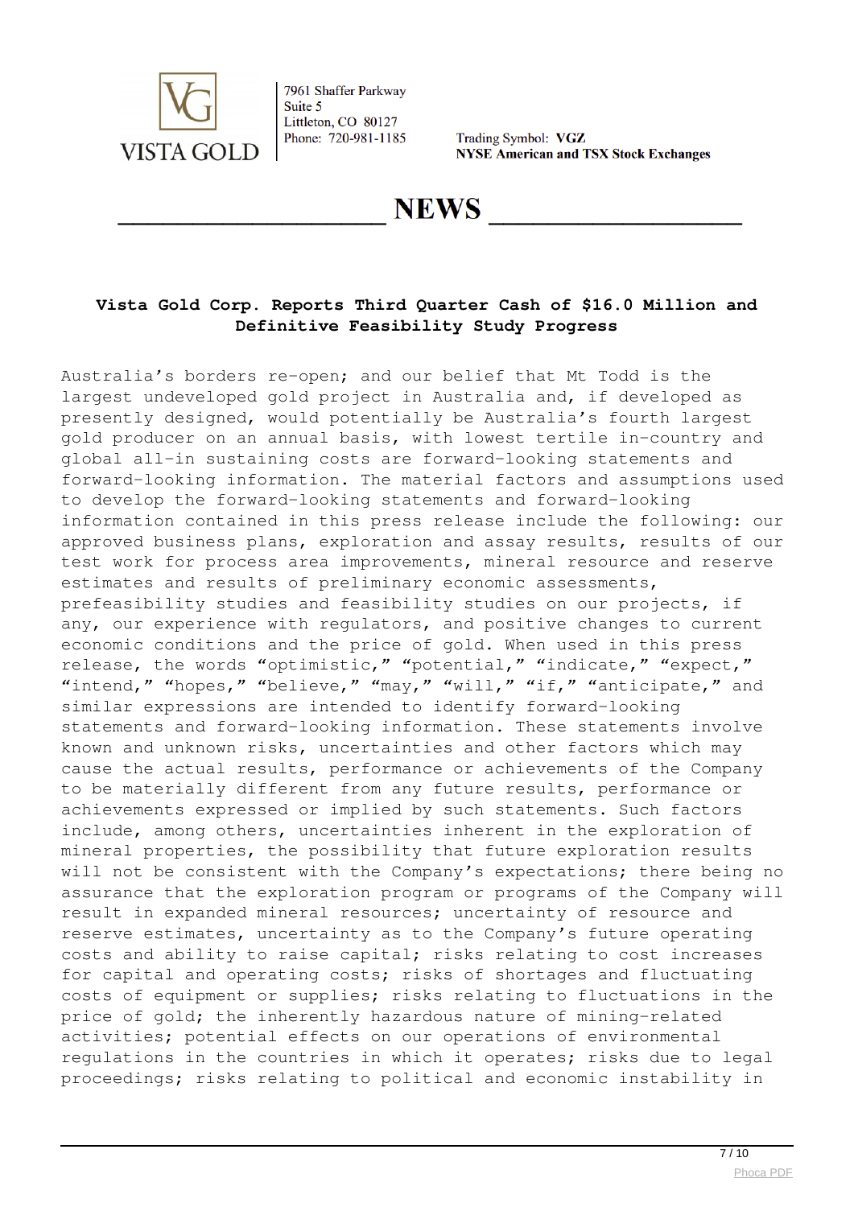Australia's borders re-open; and our belief that Mt Todd is the largest undeveloped gold project in Australia and, if developed as presently designed, would potentially be Australia's fourth largest gold producer on an annual basis, with lowest tertile in-country and global all-in sustaining costs are forward-looking statements and forward-looking information. The material factors and assumptions used to develop the forward-looking statements and forward-looking information contained in this press release include the following: our approved business plans, exploration and assay results, results of our test work for process area improvements, mineral resource and reserve estimates and results of preliminary economic assessments, prefeasibility studies and feasibility studies on our projects, if any, our experience with regulators, and positive changes to current economic conditions and the price of gold. When used in this press release, the words "optimistic," "potential," "indicate," "expect," "intend," "hopes," "believe," "may," "will," "if," "anticipate," and similar expressions are intended to identify forward-looking statements and forward-looking information. These statements involve known and unknown risks, uncertainties and other factors which may cause the actual results, performance or achievements of the Company to be materially different from any future results, performance or achievements expressed or implied by such statements. Such factors include, among others, uncertainties inherent in the exploration of mineral properties, the possibility that future exploration results will not be consistent with the Company's expectations; there being no assurance that the exploration program or programs of the Company will result in expanded mineral resources; uncertainty of resource and reserve estimates, uncertainty as to the Company's future operating costs and ability to raise capital; risks relating to cost increases for capital and operating costs; risks of shortages and fluctuating costs of equipment or supplies; risks relating to fluctuations in the price of gold; the inherently hazardous nature of mining-related activities; potential effects on our operations of environmental regulations in the countries in which it operates; risks due to legal proceedings; risks relating to political and economic instability in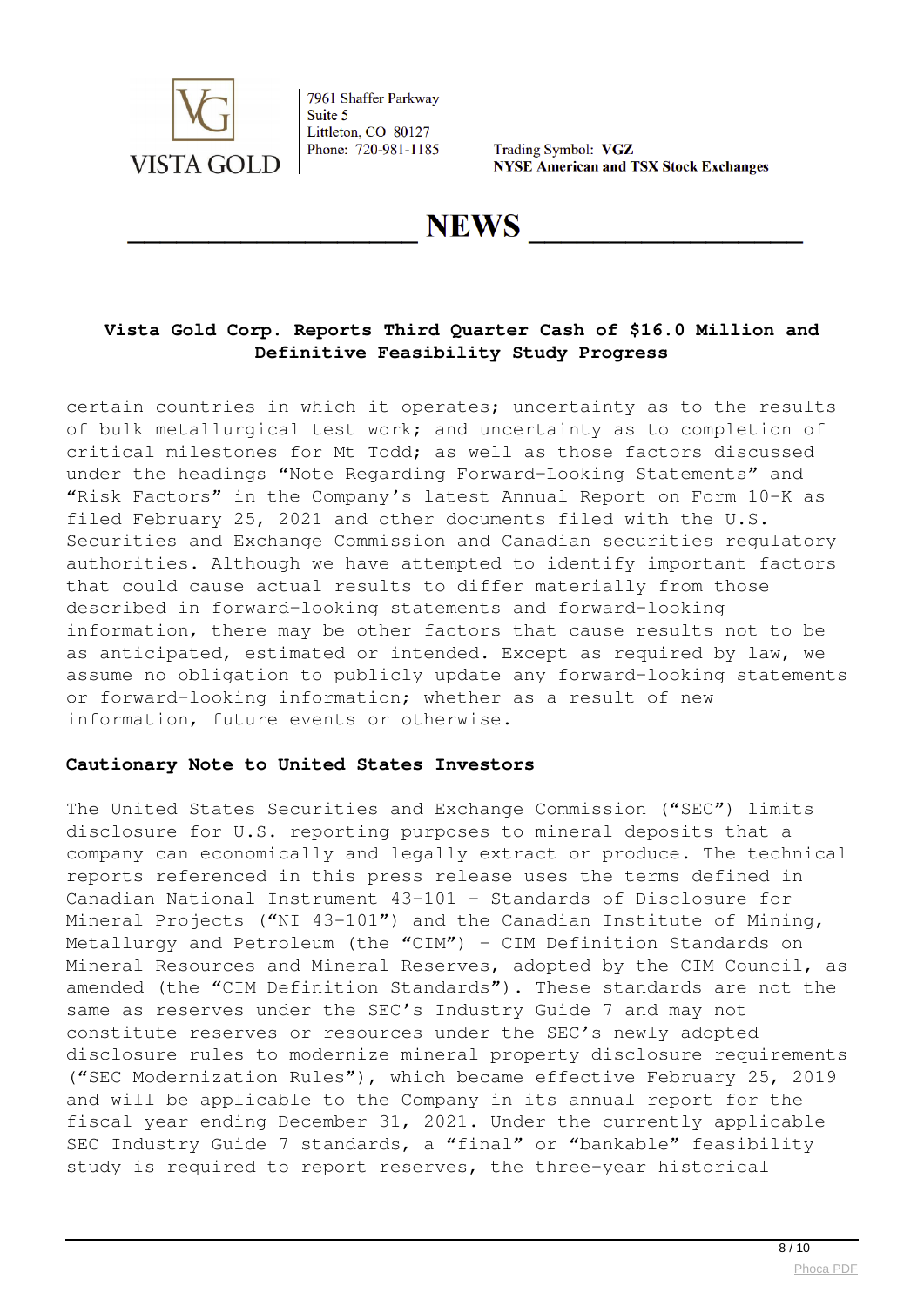certain countries in which it operates; uncertainty as to the results of bulk metallurgical test work; and uncertainty as to completion of critical milestones for Mt Todd; as well as those factors discussed under the headings "Note Regarding Forward-Looking Statements" and "Risk Factors" in the Company's latest Annual Report on Form 10-K as filed February 25, 2021 and other documents filed with the U.S. Securities and Exchange Commission and Canadian securities regulatory authorities. Although we have attempted to identify important factors that could cause actual results to differ materially from those described in forward-looking statements and forward-looking information, there may be other factors that cause results not to be as anticipated, estimated or intended. Except as required by law, we assume no obligation to publicly update any forward-looking statements or forward-looking information; whether as a result of new information, future events or otherwise.

**Cautionary Note to United States Investors**

The United States Securities and Exchange Commission ("SEC") limits disclosure for U.S. reporting purposes to mineral deposits that a company can economically and legally extract or produce. The technical reports referenced in this press release uses the terms defined in Canadian National Instrument 43-101 – Standards of Disclosure for Mineral Projects ("NI 43-101") and the Canadian Institute of Mining, Metallurgy and Petroleum (the "CIM") – CIM Definition Standards on Mineral Resources and Mineral Reserves, adopted by the CIM Council, as amended (the "CIM Definition Standards"). These standards are not the same as reserves under the SEC's Industry Guide 7 and may not constitute reserves or resources under the SEC's newly adopted disclosure rules to modernize mineral property disclosure requirements ("SEC Modernization Rules"), which became effective February 25, 2019 and will be applicable to the Company in its annual report for the fiscal year ending December 31, 2021. Under the currently applicable SEC Industry Guide 7 standards, a "final" or "bankable" feasibility study is required to report reserves, the three-year historical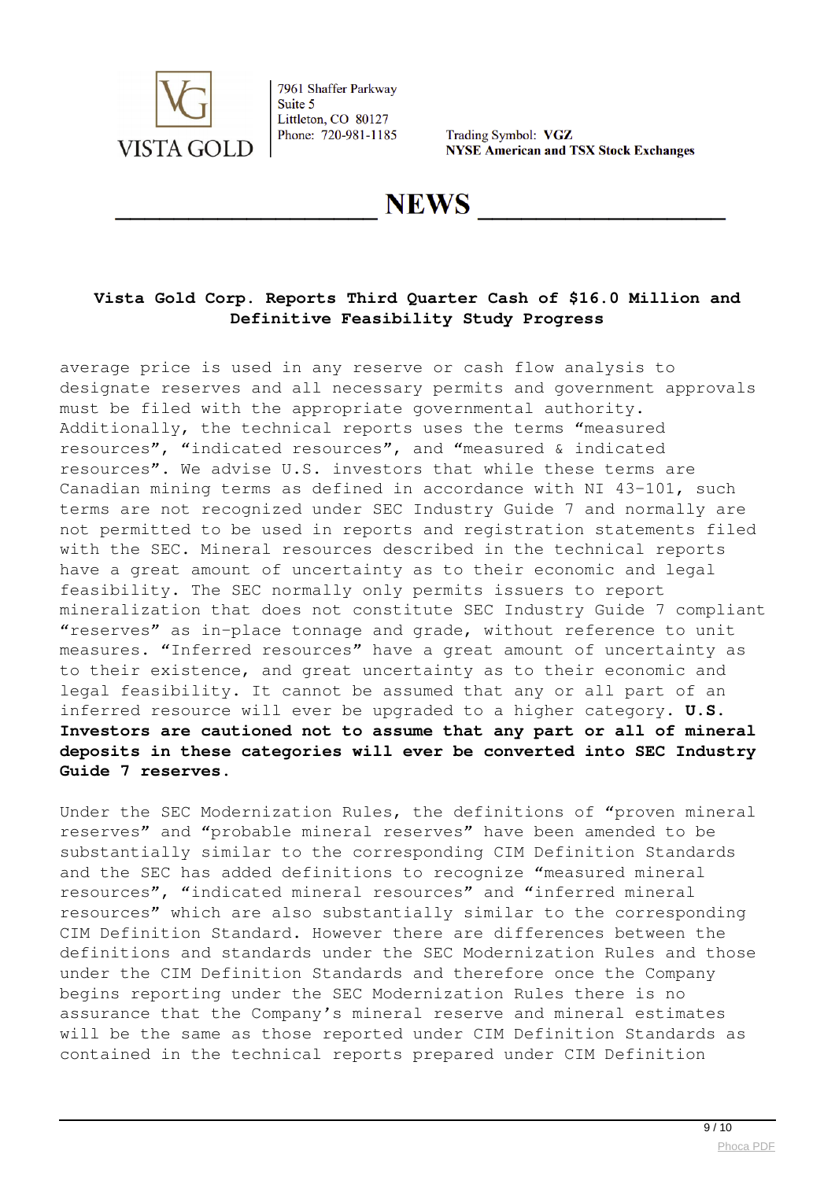average price is used in any reserve or cash flow analysis to designate reserves and all necessary permits and government approvals must be filed with the appropriate governmental authority. Additionally, the technical reports uses the terms "measured resources", "indicated resources", and "measured & indicated resources". We advise U.S. investors that while these terms are Canadian mining terms as defined in accordance with NI 43-101, such terms are not recognized under SEC Industry Guide 7 and normally are not permitted to be used in reports and registration statements filed with the SEC. Mineral resources described in the technical reports have a great amount of uncertainty as to their economic and legal feasibility. The SEC normally only permits issuers to report mineralization that does not constitute SEC Industry Guide 7 compliant "reserves" as in-place tonnage and grade, without reference to unit measures. "Inferred resources" have a great amount of uncertainty as to their existence, and great uncertainty as to their economic and legal feasibility. It cannot be assumed that any or all part of an inferred resource will ever be upgraded to a higher category. **U.S. Investors are cautioned not to assume that any part or all of mineral deposits in these categories will ever be converted into SEC Industry Guide 7 reserves.**

Under the SEC Modernization Rules, the definitions of "proven mineral reserves" and "probable mineral reserves" have been amended to be substantially similar to the corresponding CIM Definition Standards and the SEC has added definitions to recognize "measured mineral resources", "indicated mineral resources" and "inferred mineral resources" which are also substantially similar to the corresponding CIM Definition Standard. However there are differences between the definitions and standards under the SEC Modernization Rules and those under the CIM Definition Standards and therefore once the Company begins reporting under the SEC Modernization Rules there is no assurance that the Company's mineral reserve and mineral estimates will be the same as those reported under CIM Definition Standards as contained in the technical reports prepared under CIM Definition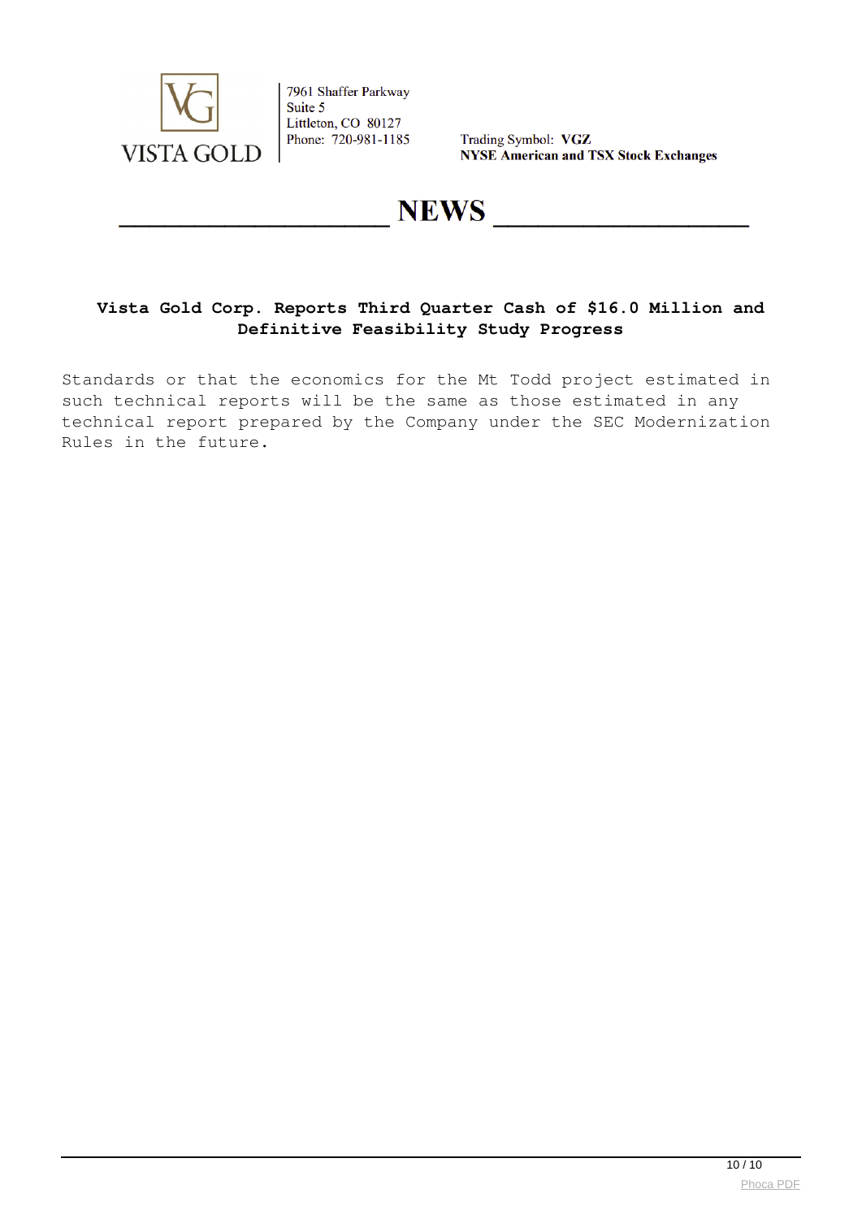# Vista Gold Corp. Reports Third Quarter Cash of $16.0 Million and Definitive Feasibility Study Progress

Standards or that the economics for the Mt Todd project estimated in such technical reports will be the same as those estimated in any technical report prepared by the Company under the SEC Modernization Rules in the future.